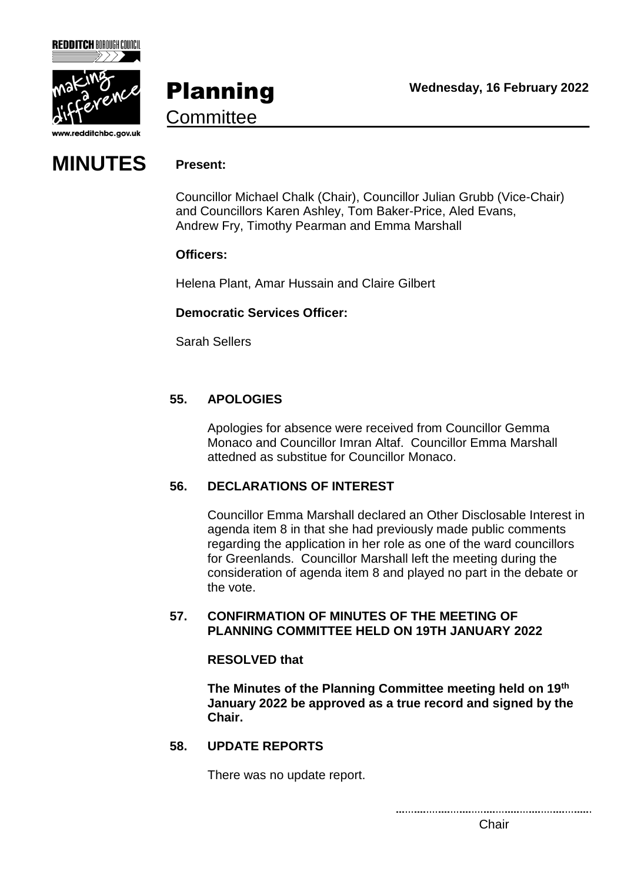# Planning Committee

**Wednesday, 16 February 2022**

# MINUTES

**Present:**

Councillor Michael Chalk (Chair), Councillor Julian Grubb (Vice-Chair) and Councillors Karen Ashley, Tom Baker-Price, Aled Evans, Andrew Fry, Timothy Pearman and Emma Marshall

**Officers:**

Helena Plant, Amar Hussain and Claire Gilbert

**Democratic Services Officer:**

Sarah Sellers

## 55. APOLOGIES

Apologies for absence were received from Councillor Gemma Monaco and Councillor Imran Altaf. Councillor Emma Marshall attedned as substitue for Councillor Monaco.

## 56. DECLARATIONS OF INTEREST

Councillor Emma Marshall declared an Other Disclosable Interest in agenda item 8 in that she had previously made public comments regarding the application in her role as one of the ward councillors for Greenlands. Councillor Marshall left the meeting during the consideration of agenda item 8 and played no part in the debate or the vote.

## 57. CONFIRMATION OF MINUTES OF THE MEETING OF PLANNING COMMITTEE HELD ON 19TH JANUARY 2022

**RESOLVED that**

**The Minutes of the Planning Committee meeting held on 19th January 2022 be approved as a true record and signed by the Chair.**

## 58. UPDATE REPORTS

There was no update report.

........................................................

Chair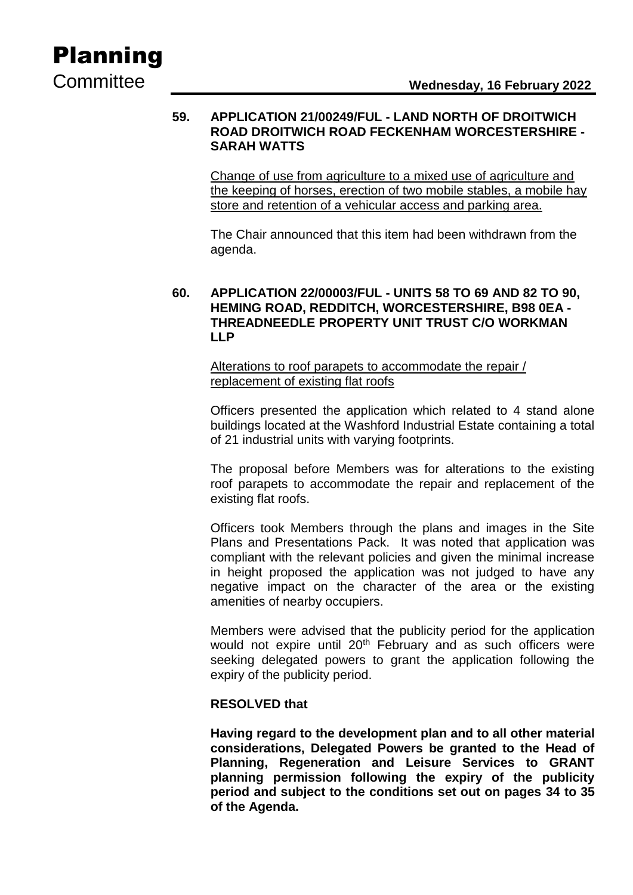**59. APPLICATION 21/00249/FUL - LAND NORTH OF DROITWICH ROAD DROITWICH ROAD FECKENHAM WORCESTERSHIRE - SARAH WATTS**

Change of use from agriculture to a mixed use of agriculture and the keeping of horses, erection of two mobile stables, a mobile hay store and retention of a vehicular access and parking area.

The Chair announced that this item had been withdrawn from the agenda.

**60. APPLICATION 22/00003/FUL - UNITS 58 TO 69 AND 82 TO 90, HEMING ROAD, REDDITCH, WORCESTERSHIRE, B98 0EA - THREADNEEDLE PROPERTY UNIT TRUST C/O WORKMAN LLP**

Alterations to roof parapets to accommodate the repair / replacement of existing flat roofs

Officers presented the application which related to 4 stand alone buildings located at the Washford Industrial Estate containing a total of 21 industrial units with varying footprints.

The proposal before Members was for alterations to the existing roof parapets to accommodate the repair and replacement of the existing flat roofs.

Officers took Members through the plans and images in the Site Plans and Presentations Pack. It was noted that application was compliant with the relevant policies and given the minimal increase in height proposed the application was not judged to have any negative impact on the character of the area or the existing amenities of nearby occupiers.

Members were advised that the publicity period for the application would not expire until 20th February and as such officers were seeking delegated powers to grant the application following the expiry of the publicity period.

**RESOLVED that**

**Having regard to the development plan and to all other material considerations, Delegated Powers be granted to the Head of Planning, Regeneration and Leisure Services to GRANT planning permission following the expiry of the publicity period and subject to the conditions set out on pages 34 to 35 of the Agenda.**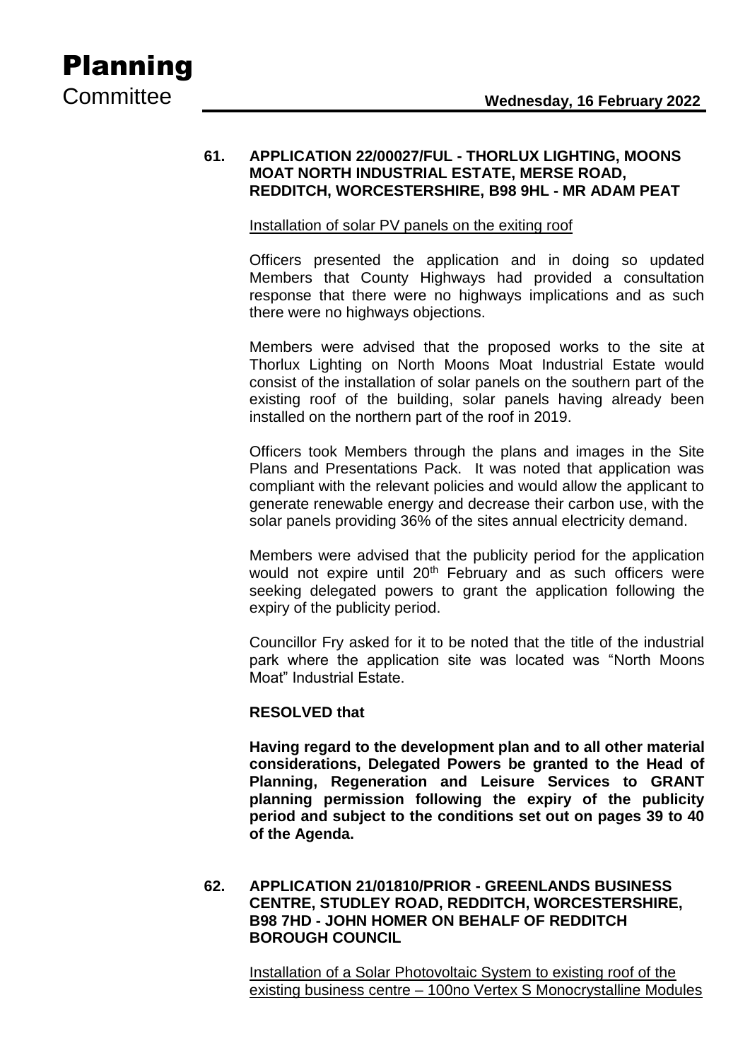**61. APPLICATION 22/00027/FUL - THORLUX LIGHTING, MOONS MOAT NORTH INDUSTRIAL ESTATE, MERSE ROAD, REDDITCH, WORCESTERSHIRE, B98 9HL - MR ADAM PEAT**

Installation of solar PV panels on the exiting roof

Officers presented the application and in doing so updated Members that County Highways had provided a consultation response that there were no highways implications and as such there were no highways objections.

Members were advised that the proposed works to the site at Thorlux Lighting on North Moons Moat Industrial Estate would consist of the installation of solar panels on the southern part of the existing roof of the building, solar panels having already been installed on the northern part of the roof in 2019.

Officers took Members through the plans and images in the Site Plans and Presentations Pack. It was noted that application was compliant with the relevant policies and would allow the applicant to generate renewable energy and decrease their carbon use, with the solar panels providing 36% of the sites annual electricity demand.

Members were advised that the publicity period for the application would not expire until 20th February and as such officers were seeking delegated powers to grant the application following the expiry of the publicity period.

Councillor Fry asked for it to be noted that the title of the industrial park where the application site was located was "North Moons Moat" Industrial Estate.

**RESOLVED that**

**Having regard to the development plan and to all other material considerations, Delegated Powers be granted to the Head of Planning, Regeneration and Leisure Services to GRANT planning permission following the expiry of the publicity period and subject to the conditions set out on pages 39 to 40 of the Agenda.**

**62. APPLICATION 21/01810/PRIOR - GREENLANDS BUSINESS CENTRE, STUDLEY ROAD, REDDITCH, WORCESTERSHIRE, B98 7HD - JOHN HOMER ON BEHALF OF REDDITCH BOROUGH COUNCIL**

Installation of a Solar Photovoltaic System to existing roof of the existing business centre – 100no Vertex S Monocrystalline Modules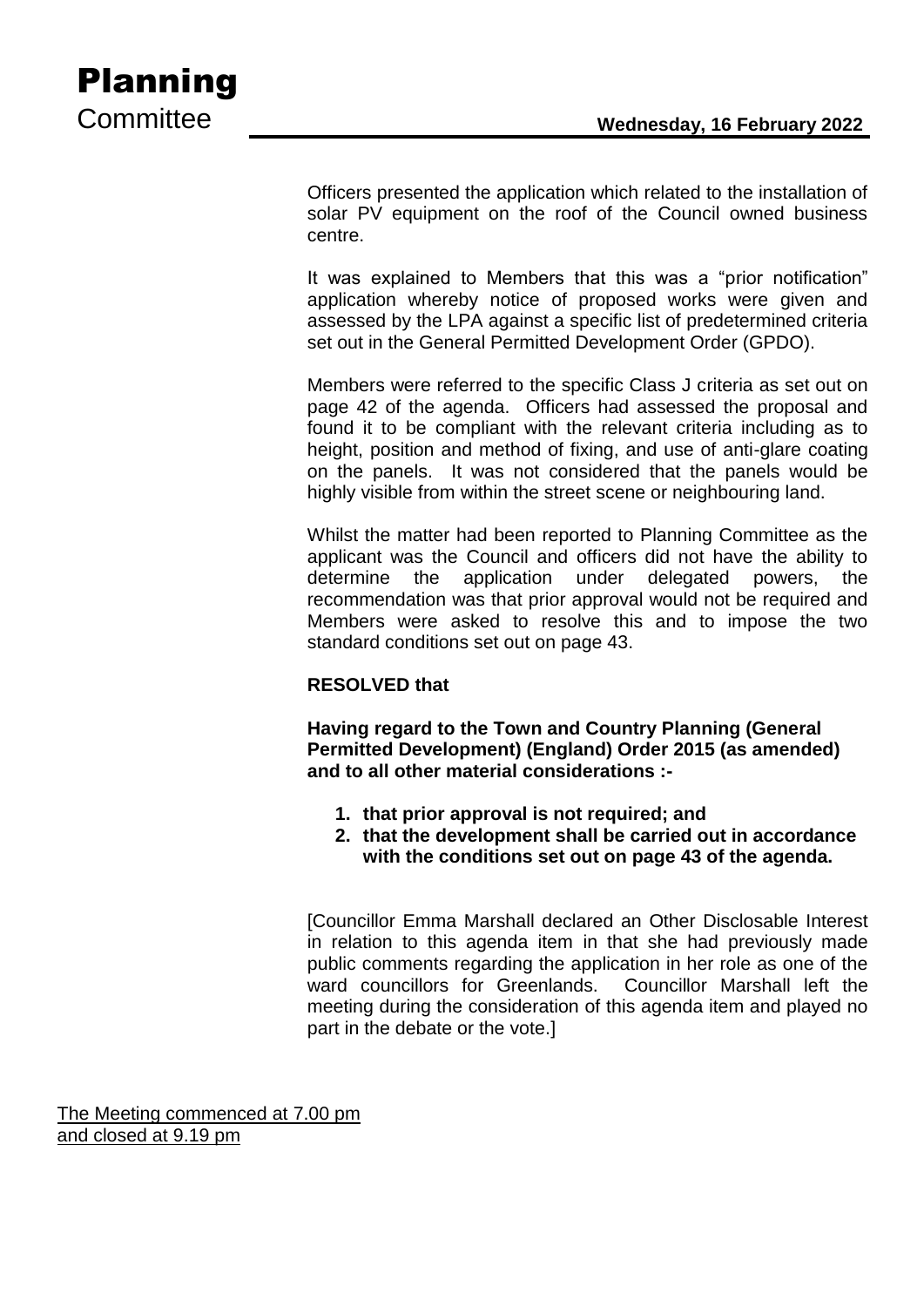Officers presented the application which related to the installation of solar PV equipment on the roof of the Council owned business centre.

It was explained to Members that this was a "prior notification" application whereby notice of proposed works were given and assessed by the LPA against a specific list of predetermined criteria set out in the General Permitted Development Order (GPDO).

Members were referred to the specific Class J criteria as set out on page 42 of the agenda. Officers had assessed the proposal and found it to be compliant with the relevant criteria including as to height, position and method of fixing, and use of anti-glare coating on the panels. It was not considered that the panels would be highly visible from within the street scene or neighbouring land.

Whilst the matter had been reported to Planning Committee as the applicant was the Council and officers did not have the ability to determine the application under delegated powers, the recommendation was that prior approval would not be required and Members were asked to resolve this and to impose the two standard conditions set out on page 43.

**RESOLVED that**

**Having regard to the Town and Country Planning (General Permitted Development) (England) Order 2015 (as amended) and to all other material considerations :-**

1. **that prior approval is not required; and**
2. **that the development shall be carried out in accordance with the conditions set out on page 43 of the agenda.**

[Councillor Emma Marshall declared an Other Disclosable Interest in relation to this agenda item in that she had previously made public comments regarding the application in her role as one of the ward councillors for Greenlands. Councillor Marshall left the meeting during the consideration of this agenda item and played no part in the debate or the vote.]

The Meeting commenced at 7.00 pm
and closed at 9.19 pm